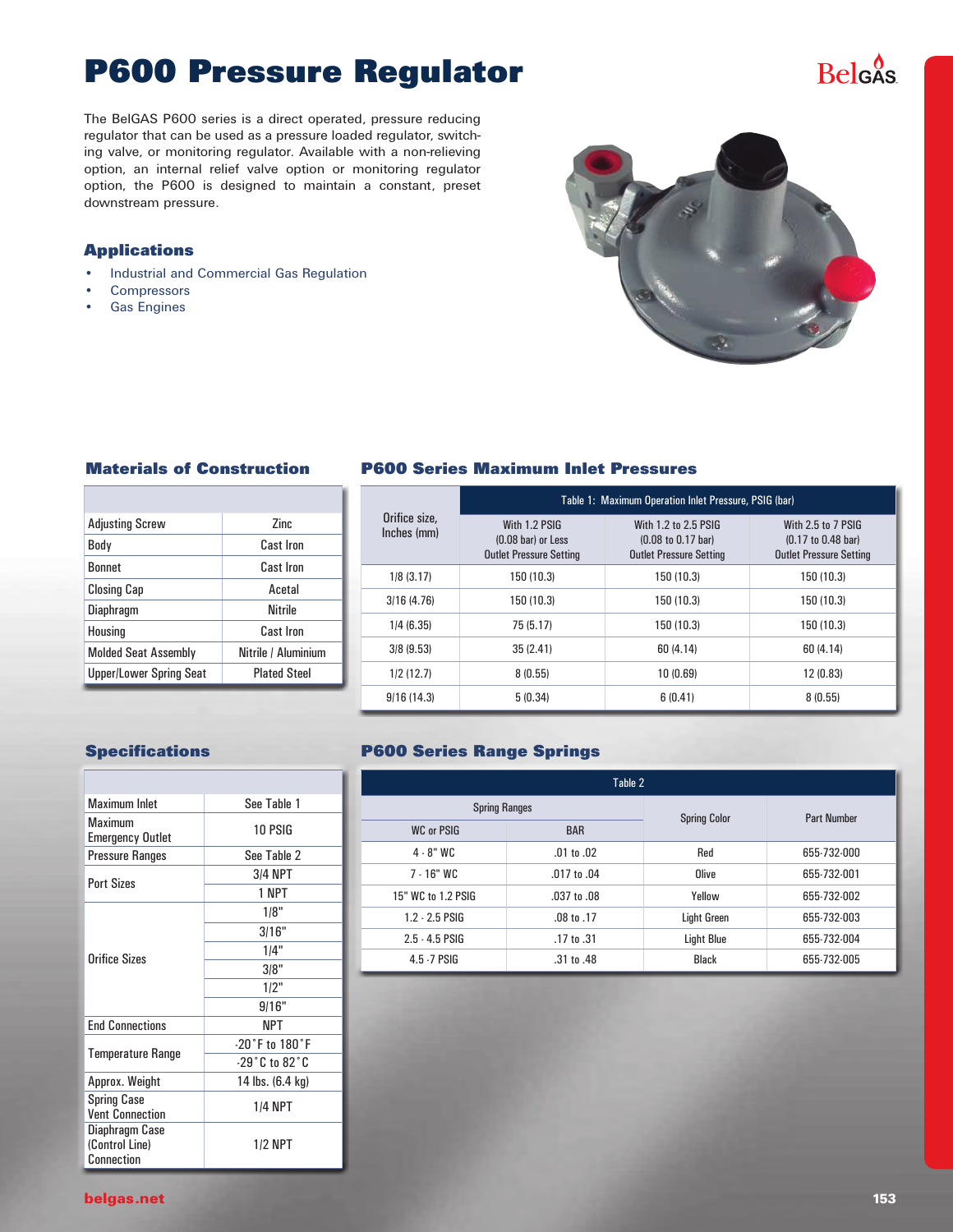# P600 Pressure Regulator

The BelGAS P600 series is a direct operated, pressure reducing regulator that can be used as a pressure loaded regulator, switching valve, or monitoring regulator. Available with a non-relieving option, an internal relief valve option or monitoring regulator option, the P600 is designed to maintain a constant, preset downstream pressure.

## Applications

- Industrial and Commercial Gas Regulation
- Compressors
- Gas Engines

## Materials of Construction

| | |
|---|---|
| Adjusting Screw | Zinc |
| Body | Cast Iron |
| Bonnet | Cast Iron |
| Closing Cap | Acetal |
| Diaphragm | Nitrile |
| Housing | Cast Iron |
| Molded Seat Assembly | Nitrile / Aluminium |
| Upper/Lower Spring Seat | Plated Steel |

## P600 Series Maximum Inlet Pressures

| Orifice size, Inches (mm) | Table 1: Maximum Operation Inlet Pressure, PSIG (bar) | | |
|---|---|---|---|
| | With 1.2 PSIG (0.08 bar) or Less Outlet Pressure Setting | With 1.2 to 2.5 PSIG (0.08 to 0.17 bar) Outlet Pressure Setting | With 2.5 to 7 PSIG (0.17 to 0.48 bar) Outlet Pressure Setting |
| 1/8 (3.17) | 150 (10.3) | 150 (10.3) | 150 (10.3) |
| 3/16 (4.76) | 150 (10.3) | 150 (10.3) | 150 (10.3) |
| 1/4 (6.35) | 75 (5.17) | 150 (10.3) | 150 (10.3) |
| 3/8 (9.53) | 35 (2.41) | 60 (4.14) | 60 (4.14) |
| 1/2 (12.7) | 8 (0.55) | 10 (0.69) | 12 (0.83) |
| 9/16 (14.3) | 5 (0.34) | 6 (0.41) | 8 (0.55) |

## Specifications

| | |
|---|---|
| Maximum Inlet | See Table 1 |
| Maximum Emergency Outlet | 10 PSIG |
| Pressure Ranges | See Table 2 |
| Port Sizes | 3/4 NPT |
| | 1 NPT |
| Orifice Sizes | 1/8" |
| | 3/16" |
| | 1/4" |
| | 3/8" |
| | 1/2" |
| | 9/16" |
| End Connections | NPT |
| Temperature Range | -20˚F to 180˚F |
| | -29˚C to 82˚C |
| Approx. Weight | 14 lbs. (6.4 kg) |
| Spring Case Vent Connection | 1/4 NPT |
| Diaphragm Case (Control Line) Connection | 1/2 NPT |

## P600 Series Range Springs

Table 2

| Spring Ranges | | Spring Color | Part Number |
|---|---|---|---|
| WC or PSIG | BAR | | |
| 4 - 8" WC | .01 to .02 | Red | 655-732-000 |
| 7 - 16" WC | .017 to .04 | Olive | 655-732-001 |
| 15" WC to 1.2 PSIG | .037 to .08 | Yellow | 655-732-002 |
| 1.2 - 2.5 PSIG | .08 to .17 | Light Green | 655-732-003 |
| 2.5 - 4.5 PSIG | .17 to .31 | Light Blue | 655-732-004 |
| 4.5 -7 PSIG | .31 to .48 | Black | 655-732-005 |

belgas.net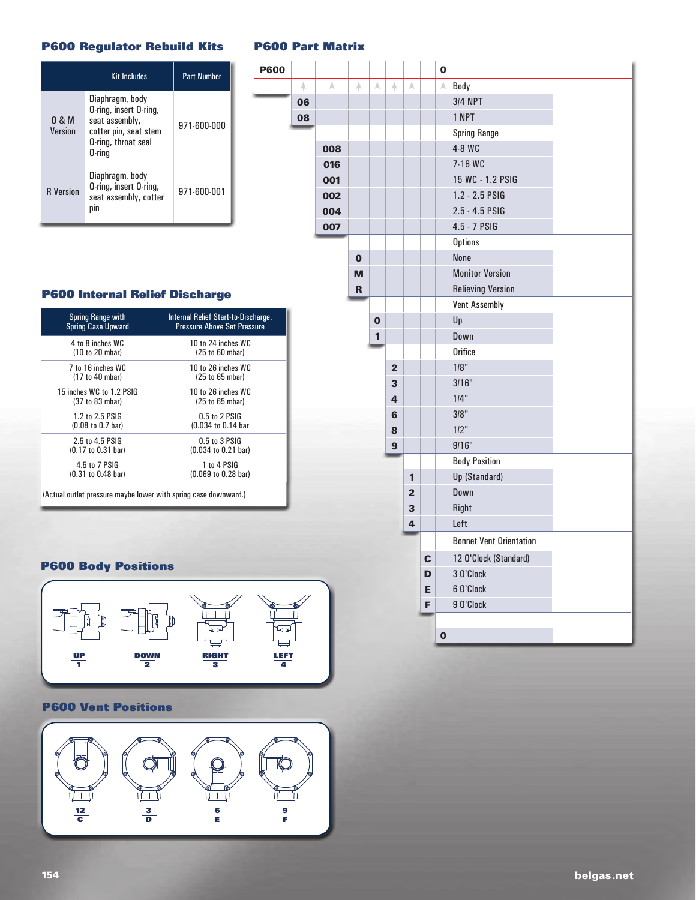## P600 Regulator Rebuild Kits

| | Kit Includes | Part Number |
|---|---|---|
| 0 & M Version | Diaphragm, body O-ring, insert O-ring, seat assembly, cotter pin, seat stem O-ring, throat seal O-ring | 971-600-000 |
| R Version | Diaphragm, body O-ring, insert O-ring, seat assembly, cotter pin | 971-600-001 |

## P600 Internal Relief Discharge

| Spring Range with Spring Case Upward | Internal Relief Start-to-Discharge. Pressure Above Set Pressure |
|---|---|
| 4 to 8 inches WC (10 to 20 mbar) | 10 to 24 inches WC (25 to 60 mbar) |
| 7 to 16 inches WC (17 to 40 mbar) | 10 to 26 inches WC (25 to 65 mbar) |
| 15 inches WC to 1.2 PSIG (37 to 83 mbar) | 10 to 26 inches WC (25 to 65 mbar) |
| 1.2 to 2.5 PSIG (0.08 to 0.7 bar) | 0.5 to 2 PSIG (0.034 to 0.14 bar |
| 2.5 to 4.5 PSIG (0.17 to 0.31 bar) | 0.5 to 3 PSIG (0.034 to 0.21 bar) |
| 4.5 to 7 PSIG (0.31 to 0.48 bar) | 1 to 4 PSIG (0.069 to 0.28 bar) |

(Actual outlet pressure maybe lower with spring case downward.)

## P600 Body Positions

UP 1 | DOWN 2 | RIGHT 3 | LEFT 4

## P600 Vent Positions

12 C | 3 D | 6 E | 9 F

## P600 Part Matrix

P600 _ _ _ _ _ _ _ 0

| Code | Description |
|---|---|
| | **Body** |
| 06 | 3/4 NPT |
| 08 | 1 NPT |
| | **Spring Range** |
| 008 | 4-8 WC |
| 016 | 7-16 WC |
| 001 | 15 WC - 1.2 PSIG |
| 002 | 1.2 - 2.5 PSIG |
| 004 | 2.5 - 4.5 PSIG |
| 007 | 4.5 - 7 PSIG |
| | **Options** |
| 0 | None |
| M | Monitor Version |
| R | Relieving Version |
| | **Vent Assembly** |
| 0 | Up |
| 1 | Down |
| | **Orifice** |
| 2 | 1/8" |
| 3 | 3/16" |
| 4 | 1/4" |
| 6 | 3/8" |
| 8 | 1/2" |
| 9 | 9/16" |
| | **Body Position** |
| 1 | Up (Standard) |
| 2 | Down |
| 3 | Right |
| 4 | Left |
| | **Bonnet Vent Orientation** |
| C | 12 O'Clock (Standard) |
| D | 3 O'Clock |
| E | 6 O'Clock |
| F | 9 O'Clock |
| 0 | |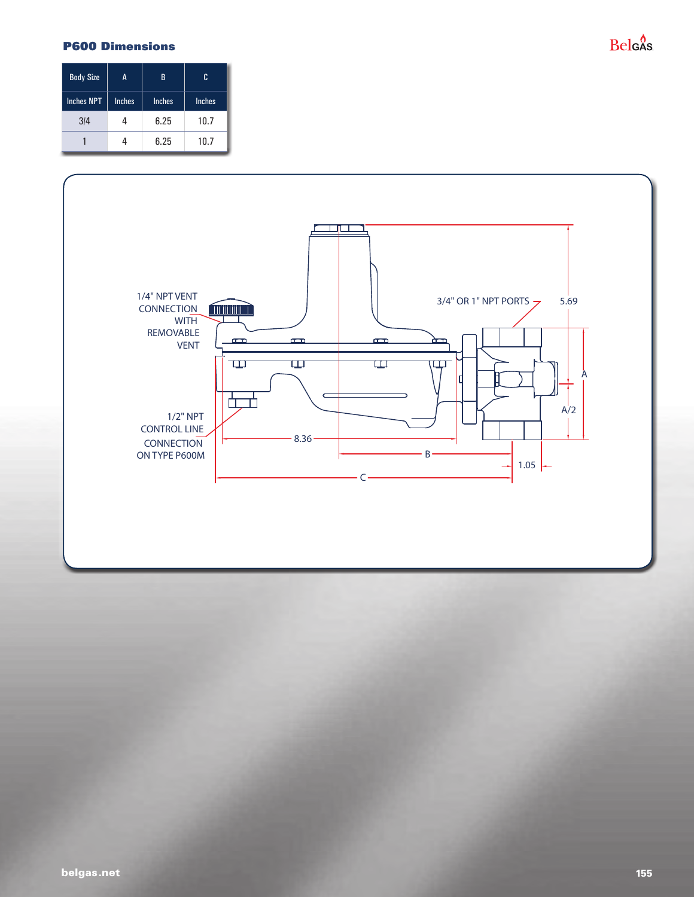## P600 Dimensions

| Body Size | A | B | C |
|---|---|---|---|
| Inches NPT | Inches | Inches | Inches |
| 3/4 | 4 | 6.25 | 10.7 |
| 1 | 4 | 6.25 | 10.7 |

1/4" NPT VENT CONNECTION WITH REMOVABLE VENT

3/4" OR 1" NPT PORTS

5.69

A

A/2

1/2" NPT CONTROL LINE CONNECTION ON TYPE P600M

8.36

B

1.05

C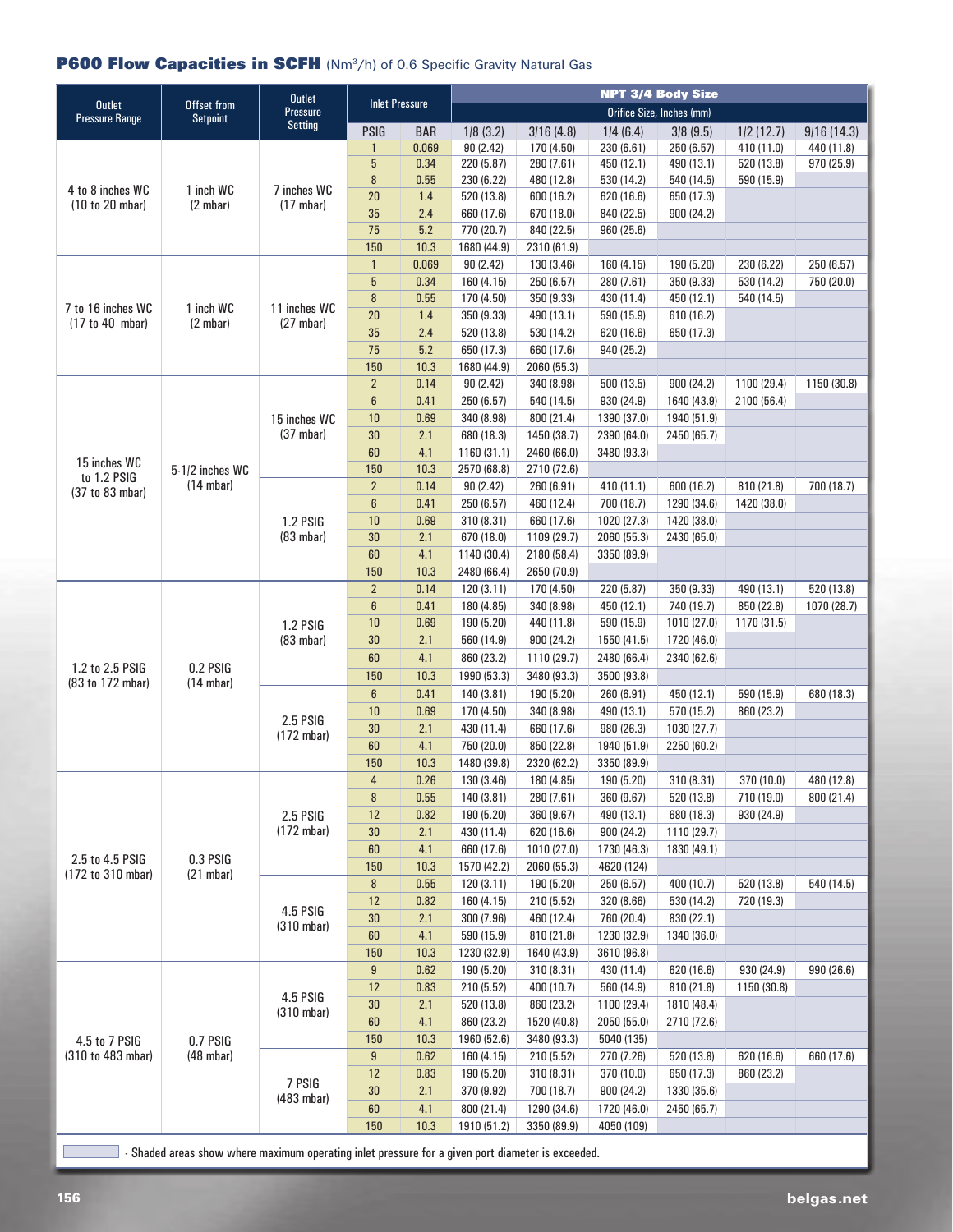## P600 Flow Capacities in SCFH (Nm$^3$/h) of 0.6 Specific Gravity Natural Gas

| Outlet Pressure Range | Offset from Setpoint | Outlet Pressure Setting | Inlet Pressure | | NPT 3/4 Body Size | | | | | |
|---|---|---|---|---|---|---|---|---|---|---|
| | | | | | Orifice Size, Inches (mm) | | | | | |
| | | | PSIG | BAR | 1/8 (3.2) | 3/16 (4.8) | 1/4 (6.4) | 3/8 (9.5) | 1/2 (12.7) | 9/16 (14.3) |
| 4 to 8 inches WC (10 to 20 mbar) | 1 inch WC (2 mbar) | 7 inches WC (17 mbar) | 1 | 0.069 | 90 (2.42) | 170 (4.50) | 230 (6.61) | 250 (6.57) | 410 (11.0) | 440 (11.8) |
| | | | 5 | 0.34 | 220 (5.87) | 280 (7.61) | 450 (12.1) | 490 (13.1) | 520 (13.8) | 970 (25.9) |
| | | | 8 | 0.55 | 230 (6.22) | 480 (12.8) | 530 (14.2) | 540 (14.5) | 590 (15.9) | |
| | | | 20 | 1.4 | 520 (13.8) | 600 (16.2) | 620 (16.6) | 650 (17.3) | | |
| | | | 35 | 2.4 | 660 (17.6) | 670 (18.0) | 840 (22.5) | 900 (24.2) | | |
| | | | 75 | 5.2 | 770 (20.7) | 840 (22.5) | 960 (25.6) | | | |
| | | | 150 | 10.3 | 1680 (44.9) | 2310 (61.9) | | | | |
| 7 to 16 inches WC (17 to 40 mbar) | 1 inch WC (2 mbar) | 11 inches WC (27 mbar) | 1 | 0.069 | 90 (2.42) | 130 (3.46) | 160 (4.15) | 190 (5.20) | 230 (6.22) | 250 (6.57) |
| | | | 5 | 0.34 | 160 (4.15) | 250 (6.57) | 280 (7.61) | 350 (9.33) | 530 (14.2) | 750 (20.0) |
| | | | 8 | 0.55 | 170 (4.50) | 350 (9.33) | 430 (11.4) | 450 (12.1) | 540 (14.5) | |
| | | | 20 | 1.4 | 350 (9.33) | 490 (13.1) | 590 (15.9) | 610 (16.2) | | |
| | | | 35 | 2.4 | 520 (13.8) | 530 (14.2) | 620 (16.6) | 650 (17.3) | | |
| | | | 75 | 5.2 | 650 (17.3) | 660 (17.6) | 940 (25.2) | | | |
| | | | 150 | 10.3 | 1680 (44.9) | 2060 (55.3) | | | | |
| 15 inches WC to 1.2 PSIG (37 to 83 mbar) | 5-1/2 inches WC (14 mbar) | 15 inches WC (37 mbar) | 2 | 0.14 | 90 (2.42) | 340 (8.98) | 500 (13.5) | 900 (24.2) | 1100 (29.4) | 1150 (30.8) |
| | | | 6 | 0.41 | 250 (6.57) | 540 (14.5) | 930 (24.9) | 1640 (43.9) | 2100 (56.4) | |
| | | | 10 | 0.69 | 340 (8.98) | 800 (21.4) | 1390 (37.0) | 1940 (51.9) | | |
| | | | 30 | 2.1 | 680 (18.3) | 1450 (38.7) | 2390 (64.0) | 2450 (65.7) | | |
| | | | 60 | 4.1 | 1160 (31.1) | 2460 (66.0) | 3480 (93.3) | | | |
| | | | 150 | 10.3 | 2570 (68.8) | 2710 (72.6) | | | | |
| | | 1.2 PSIG (83 mbar) | 2 | 0.14 | 90 (2.42) | 260 (6.91) | 410 (11.1) | 600 (16.2) | 810 (21.8) | 700 (18.7) |
| | | | 6 | 0.41 | 250 (6.57) | 460 (12.4) | 700 (18.7) | 1290 (34.6) | 1420 (38.0) | |
| | | | 10 | 0.69 | 310 (8.31) | 660 (17.6) | 1020 (27.3) | 1420 (38.0) | | |
| | | | 30 | 2.1 | 670 (18.0) | 1109 (29.7) | 2060 (55.3) | 2430 (65.0) | | |
| | | | 60 | 4.1 | 1140 (30.4) | 2180 (58.4) | 3350 (89.9) | | | |
| | | | 150 | 10.3 | 2480 (66.4) | 2650 (70.9) | | | | |
| 1.2 to 2.5 PSIG (83 to 172 mbar) | 0.2 PSIG (14 mbar) | 1.2 PSIG (83 mbar) | 2 | 0.14 | 120 (3.11) | 170 (4.50) | 220 (5.87) | 350 (9.33) | 490 (13.1) | 520 (13.8) |
| | | | 6 | 0.41 | 180 (4.85) | 340 (8.98) | 450 (12.1) | 740 (19.7) | 850 (22.8) | 1070 (28.7) |
| | | | 10 | 0.69 | 190 (5.20) | 440 (11.8) | 590 (15.9) | 1010 (27.0) | 1170 (31.5) | |
| | | | 30 | 2.1 | 560 (14.9) | 900 (24.2) | 1550 (41.5) | 1720 (46.0) | | |
| | | | 60 | 4.1 | 860 (23.2) | 1110 (29.7) | 2480 (66.4) | 2340 (62.6) | | |
| | | | 150 | 10.3 | 1990 (53.3) | 3480 (93.3) | 3500 (93.8) | | | |
| | | 2.5 PSIG (172 mbar) | 6 | 0.41 | 140 (3.81) | 190 (5.20) | 260 (6.91) | 450 (12.1) | 590 (15.9) | 680 (18.3) |
| | | | 10 | 0.69 | 170 (4.50) | 340 (8.98) | 490 (13.1) | 570 (15.2) | 860 (23.2) | |
| | | | 30 | 2.1 | 430 (11.4) | 660 (17.6) | 980 (26.3) | 1030 (27.7) | | |
| | | | 60 | 4.1 | 750 (20.0) | 850 (22.8) | 1940 (51.9) | 2250 (60.2) | | |
| | | | 150 | 10.3 | 1480 (39.8) | 2320 (62.2) | 3350 (89.9) | | | |
| 2.5 to 4.5 PSIG (172 to 310 mbar) | 0.3 PSIG (21 mbar) | 2.5 PSIG (172 mbar) | 4 | 0.26 | 130 (3.46) | 180 (4.85) | 190 (5.20) | 310 (8.31) | 370 (10.0) | 480 (12.8) |
| | | | 8 | 0.55 | 140 (3.81) | 280 (7.61) | 360 (9.67) | 520 (13.8) | 710 (19.0) | 800 (21.4) |
| | | | 12 | 0.82 | 190 (5.20) | 360 (9.67) | 490 (13.1) | 680 (18.3) | 930 (24.9) | |
| | | | 30 | 2.1 | 430 (11.4) | 620 (16.6) | 900 (24.2) | 1110 (29.7) | | |
| | | | 60 | 4.1 | 660 (17.6) | 1010 (27.0) | 1730 (46.3) | 1830 (49.1) | | |
| | | | 150 | 10.3 | 1570 (42.2) | 2060 (55.3) | 4620 (124) | | | |
| | | 4.5 PSIG (310 mbar) | 8 | 0.55 | 120 (3.11) | 190 (5.20) | 250 (6.57) | 400 (10.7) | 520 (13.8) | 540 (14.5) |
| | | | 12 | 0.82 | 160 (4.15) | 210 (5.52) | 320 (8.66) | 530 (14.2) | 720 (19.3) | |
| | | | 30 | 2.1 | 300 (7.96) | 460 (12.4) | 760 (20.4) | 830 (22.1) | | |
| | | | 60 | 4.1 | 590 (15.9) | 810 (21.8) | 1230 (32.9) | 1340 (36.0) | | |
| | | | 150 | 10.3 | 1230 (32.9) | 1640 (43.9) | 3610 (96.8) | | | |
| 4.5 to 7 PSIG (310 to 483 mbar) | 0.7 PSIG (48 mbar) | 4.5 PSIG (310 mbar) | 9 | 0.62 | 190 (5.20) | 310 (8.31) | 430 (11.4) | 620 (16.6) | 930 (24.9) | 990 (26.6) |
| | | | 12 | 0.83 | 210 (5.52) | 400 (10.7) | 560 (14.9) | 810 (21.8) | 1150 (30.8) | |
| | | | 30 | 2.1 | 520 (13.8) | 860 (23.2) | 1100 (29.4) | 1810 (48.4) | | |
| | | | 60 | 4.1 | 860 (23.2) | 1520 (40.8) | 2050 (55.0) | 2710 (72.6) | | |
| | | | 150 | 10.3 | 1960 (52.6) | 3480 (93.3) | 5040 (135) | | | |
| | | 7 PSIG (483 mbar) | 9 | 0.62 | 160 (4.15) | 210 (5.52) | 270 (7.26) | 520 (13.8) | 620 (16.6) | 660 (17.6) |
| | | | 12 | 0.83 | 190 (5.20) | 310 (8.31) | 370 (10.0) | 650 (17.3) | 860 (23.2) | |
| | | | 30 | 2.1 | 370 (9.92) | 700 (18.7) | 900 (24.2) | 1330 (35.6) | | |
| | | | 60 | 4.1 | 800 (21.4) | 1290 (34.6) | 1720 (46.0) | 2450 (65.7) | | |
| | | | 150 | 10.3 | 1910 (51.2) | 3350 (89.9) | 4050 (109) | | | |

- Shaded areas show where maximum operating inlet pressure for a given port diameter is exceeded.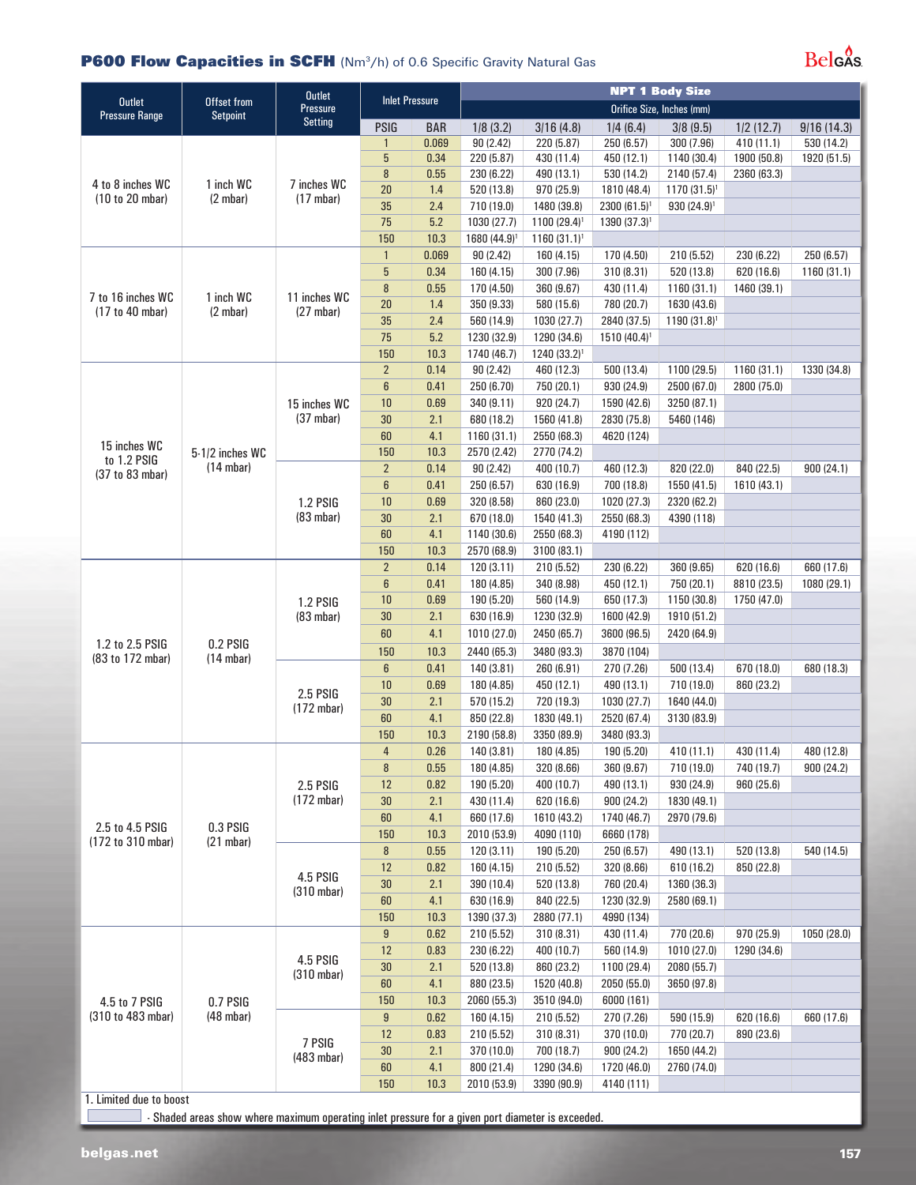## P600 Flow Capacities in SCFH (Nm³/h) of 0.6 Specific Gravity Natural Gas

| Outlet Pressure Range | Offset from Setpoint | Outlet Pressure Setting | Inlet Pressure | | NPT 1 Body Size | | | | | |
|---|---|---|---|---|---|---|---|---|---|---|
| | | | | | Orifice Size, Inches (mm) | | | | | |
| | | | PSIG | BAR | 1/8 (3.2) | 3/16 (4.8) | 1/4 (6.4) | 3/8 (9.5) | 1/2 (12.7) | 9/16 (14.3) |
| 4 to 8 inches WC (10 to 20 mbar) | 1 inch WC (2 mbar) | 7 inches WC (17 mbar) | 1 | 0.069 | 90 (2.42) | 220 (5.87) | 250 (6.57) | 300 (7.96) | 410 (11.1) | 530 (14.2) |
| | | | 5 | 0.34 | 220 (5.87) | 430 (11.4) | 450 (12.1) | 1140 (30.4) | 1900 (50.8) | 1920 (51.5) |
| | | | 8 | 0.55 | 230 (6.22) | 490 (13.1) | 530 (14.2) | 2140 (57.4) | 2360 (63.3) | |
| | | | 20 | 1.4 | 520 (13.8) | 970 (25.9) | 1810 (48.4) | 1170 (31.5)[1] | | |
| | | | 35 | 2.4 | 710 (19.0) | 1480 (39.8) | 2300 (61.5)[1] | 930 (24.9)[1] | | |
| | | | 75 | 5.2 | 1030 (27.7) | 1100 (29.4)[1] | 1390 (37.3)[1] | | | |
| | | | 150 | 10.3 | 1680 (44.9)[1] | 1160 (31.1)[1] | | | | |
| 7 to 16 inches WC (17 to 40 mbar) | 1 inch WC (2 mbar) | 11 inches WC (27 mbar) | 1 | 0.069 | 90 (2.42) | 160 (4.15) | 170 (4.50) | 210 (5.52) | 230 (6.22) | 250 (6.57) |
| | | | 5 | 0.34 | 160 (4.15) | 300 (7.96) | 310 (8.31) | 520 (13.8) | 620 (16.6) | 1160 (31.1) |
| | | | 8 | 0.55 | 170 (4.50) | 360 (9.67) | 430 (11.4) | 1160 (31.1) | 1460 (39.1) | |
| | | | 20 | 1.4 | 350 (9.33) | 580 (15.6) | 780 (20.7) | 1630 (43.6) | | |
| | | | 35 | 2.4 | 560 (14.9) | 1030 (27.7) | 2840 (37.5) | 1190 (31.8)[1] | | |
| | | | 75 | 5.2 | 1230 (32.9) | 1290 (34.6) | 1510 (40.4)[1] | | | |
| | | | 150 | 10.3 | 1740 (46.7) | 1240 (33.2)[1] | | | | |
| 15 inches WC to 1.2 PSIG (37 to 83 mbar) | 5-1/2 inches WC (14 mbar) | 15 inches WC (37 mbar) | 2 | 0.14 | 90 (2.42) | 460 (12.3) | 500 (13.4) | 1100 (29.5) | 1160 (31.1) | 1330 (34.8) |
| | | | 6 | 0.41 | 250 (6.70) | 750 (20.1) | 930 (24.9) | 2500 (67.0) | 2800 (75.0) | |
| | | | 10 | 0.69 | 340 (9.11) | 920 (24.7) | 1590 (42.6) | 3250 (87.1) | | |
| | | | 30 | 2.1 | 680 (18.2) | 1560 (41.8) | 2830 (75.8) | 5460 (146) | | |
| | | | 60 | 4.1 | 1160 (31.1) | 2550 (68.3) | 4620 (124) | | | |
| | | | 150 | 10.3 | 2570 (2.42) | 2770 (74.2) | | | | |
| | | 1.2 PSIG (83 mbar) | 2 | 0.14 | 90 (2.42) | 400 (10.7) | 460 (12.3) | 820 (22.0) | 840 (22.5) | 900 (24.1) |
| | | | 6 | 0.41 | 250 (6.57) | 630 (16.9) | 700 (18.8) | 1550 (41.5) | 1610 (43.1) | |
| | | | 10 | 0.69 | 320 (8.58) | 860 (23.0) | 1020 (27.3) | 2320 (62.2) | | |
| | | | 30 | 2.1 | 670 (18.0) | 1540 (41.3) | 2550 (68.3) | 4390 (118) | | |
| | | | 60 | 4.1 | 1140 (30.6) | 2550 (68.3) | 4190 (112) | | | |
| | | | 150 | 10.3 | 2570 (68.9) | 3100 (83.1) | | | | |
| 1.2 to 2.5 PSIG (83 to 172 mbar) | 0.2 PSIG (14 mbar) | 1.2 PSIG (83 mbar) | 2 | 0.14 | 120 (3.11) | 210 (5.52) | 230 (6.22) | 360 (9.65) | 620 (16.6) | 660 (17.6) |
| | | | 6 | 0.41 | 180 (4.85) | 340 (8.98) | 450 (12.1) | 750 (20.1) | 8810 (23.5) | 1080 (29.1) |
| | | | 10 | 0.69 | 190 (5.20) | 560 (14.9) | 650 (17.3) | 1150 (30.8) | 1750 (47.0) | |
| | | | 30 | 2.1 | 630 (16.9) | 1230 (32.9) | 1600 (42.9) | 1910 (51.2) | | |
| | | | 60 | 4.1 | 1010 (27.0) | 2450 (65.7) | 3600 (96.5) | 2420 (64.9) | | |
| | | | 150 | 10.3 | 2440 (65.3) | 3480 (93.3) | 3870 (104) | | | |
| | | 2.5 PSIG (172 mbar) | 6 | 0.41 | 140 (3.81) | 260 (6.91) | 270 (7.26) | 500 (13.4) | 670 (18.0) | 680 (18.3) |
| | | | 10 | 0.69 | 180 (4.85) | 450 (12.1) | 490 (13.1) | 710 (19.0) | 860 (23.2) | |
| | | | 30 | 2.1 | 570 (15.2) | 720 (19.3) | 1030 (27.7) | 1640 (44.0) | | |
| | | | 60 | 4.1 | 850 (22.8) | 1830 (49.1) | 2520 (67.4) | 3130 (83.9) | | |
| | | | 150 | 10.3 | 2190 (58.8) | 3350 (89.9) | 3480 (93.3) | | | |
| 2.5 to 4.5 PSIG (172 to 310 mbar) | 0.3 PSIG (21 mbar) | 2.5 PSIG (172 mbar) | 4 | 0.26 | 140 (3.81) | 180 (4.85) | 190 (5.20) | 410 (11.1) | 430 (11.4) | 480 (12.8) |
| | | | 8 | 0.55 | 180 (4.85) | 320 (8.66) | 360 (9.67) | 710 (19.0) | 740 (19.7) | 900 (24.2) |
| | | | 12 | 0.82 | 190 (5.20) | 400 (10.7) | 490 (13.1) | 930 (24.9) | 960 (25.6) | |
| | | | 30 | 2.1 | 430 (11.4) | 620 (16.6) | 900 (24.2) | 1830 (49.1) | | |
| | | | 60 | 4.1 | 660 (17.6) | 1610 (43.2) | 1740 (46.7) | 2970 (79.6) | | |
| | | | 150 | 10.3 | 2010 (53.9) | 4090 (110) | 6660 (178) | | | |
| | | 4.5 PSIG (310 mbar) | 8 | 0.55 | 120 (3.11) | 190 (5.20) | 250 (6.57) | 490 (13.1) | 520 (13.8) | 540 (14.5) |
| | | | 12 | 0.82 | 160 (4.15) | 210 (5.52) | 320 (8.66) | 610 (16.2) | 850 (22.8) | |
| | | | 30 | 2.1 | 390 (10.4) | 520 (13.8) | 760 (20.4) | 1360 (36.3) | | |
| | | | 60 | 4.1 | 630 (16.9) | 840 (22.5) | 1230 (32.9) | 2580 (69.1) | | |
| | | | 150 | 10.3 | 1390 (37.3) | 2880 (77.1) | 4990 (134) | | | |
| 4.5 to 7 PSIG (310 to 483 mbar) | 0.7 PSIG (48 mbar) | 4.5 PSIG (310 mbar) | 9 | 0.62 | 210 (5.52) | 310 (8.31) | 430 (11.4) | 770 (20.6) | 970 (25.9) | 1050 (28.0) |
| | | | 12 | 0.83 | 230 (6.22) | 400 (10.7) | 560 (14.9) | 1010 (27.0) | 1290 (34.6) | |
| | | | 30 | 2.1 | 520 (13.8) | 860 (23.2) | 1100 (29.4) | 2080 (55.7) | | |
| | | | 60 | 4.1 | 880 (23.5) | 1520 (40.8) | 2050 (55.0) | 3650 (97.8) | | |
| | | | 150 | 10.3 | 2060 (55.3) | 3510 (94.0) | 6000 (161) | | | |
| | | 7 PSIG (483 mbar) | 9 | 0.62 | 160 (4.15) | 210 (5.52) | 270 (7.26) | 590 (15.9) | 620 (16.6) | 660 (17.6) |
| | | | 12 | 0.83 | 210 (5.52) | 310 (8.31) | 370 (10.0) | 770 (20.7) | 890 (23.6) | |
| | | | 30 | 2.1 | 370 (10.0) | 700 (18.7) | 900 (24.2) | 1650 (44.2) | | |
| | | | 60 | 4.1 | 800 (21.4) | 1290 (34.6) | 1720 (46.0) | 2760 (74.0) | | |
| | | | 150 | 10.3 | 2010 (53.9) | 3390 (90.9) | 4140 (111) | | | |

1. Limited due to boost

- Shaded areas show where maximum operating inlet pressure for a given port diameter is exceeded.

belgas.net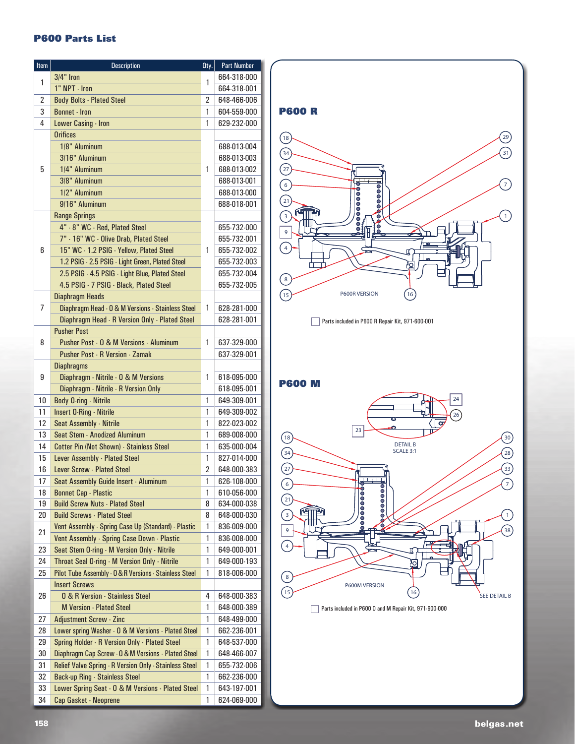## P600 Parts List

| Item | Description | Qty. | Part Number |
|---|---|---|---|
| 1 | 3/4" Iron | 1 | 664-318-000 |
| | 1" NPT - Iron | | 664-318-001 |
| 2 | Body Bolts - Plated Steel | 2 | 648-466-006 |
| 3 | Bonnet - Iron | 1 | 604-559-000 |
| 4 | Lower Casing - Iron | 1 | 629-232-000 |
| 5 | Orifices | 1 | |
| | 1/8" Aluminum | | 688-013-004 |
| | 3/16" Aluminum | | 688-013-003 |
| | 1/4" Aluminum | | 688-013-002 |
| | 3/8" Aluminum | | 688-013-001 |
| | 1/2" Aluminum | | 688-013-000 |
| | 9/16" Aluminum | | 688-018-001 |
| 6 | Range Springs | 1 | |
| | 4" - 8" WC - Red, Plated Steel | | 655-732-000 |
| | 7" - 16" WC - Olive Drab, Plated Steel | | 655-732-001 |
| | 15" WC - 1.2 PSIG - Yellow, Plated Steel | | 655-732-002 |
| | 1.2 PSIG - 2.5 PSIG - Light Green, Plated Steel | | 655-732-003 |
| | 2.5 PSIG - 4.5 PSIG - Light Blue, Plated Steel | | 655-732-004 |
| | 4.5 PSIG - 7 PSIG - Black, Plated Steel | | 655-732-005 |
| 7 | Diaphragm Heads | 1 | |
| | Diaphragm Head - O & M Versions - Stainless Steel | | 628-281-000 |
| | Diaphragm Head - R Version Only - Plated Steel | | 628-281-001 |
| 8 | Pusher Post | 1 | |
| | Pusher Post - O & M Versions - Aluminum | | 637-329-000 |
| | Pusher Post - R Version - Zamak | | 637-329-001 |
| 9 | Diaphragms | 1 | |
| | Diaphragm - Nitrile - O & M Versions | | 618-095-000 |
| | Diaphragm - Nitrile - R Version Only | | 618-095-001 |
| 10 | Body O-ring - Nitrile | 1 | 649-309-001 |
| 11 | Insert O-Ring - Nitrile | 1 | 649-309-002 |
| 12 | Seat Assembly - Nitrile | 1 | 822-023-002 |
| 13 | Seat Stem - Anodized Aluminum | 1 | 689-008-000 |
| 14 | Cotter Pin (Not Shown) - Stainless Steel | 1 | 635-000-004 |
| 15 | Lever Assembly - Plated Steel | 1 | 827-014-000 |
| 16 | Lever Screw - Plated Steel | 2 | 648-000-383 |
| 17 | Seat Assembly Guide Insert - Aluminum | 1 | 626-108-000 |
| 18 | Bonnet Cap - Plastic | 1 | 610-056-000 |
| 19 | Build Screw Nuts - Plated Steel | 8 | 634-000-038 |
| 20 | Build Screws - Plated Steel | 8 | 648-000-030 |
| 21 | Vent Assembly - Spring Case Up (Standard) - Plastic | 1 | 836-009-000 |
| | Vent Assembly - Spring Case Down - Plastic | 1 | 836-008-000 |
| 23 | Seat Stem O-ring - M Version Only - Nitrile | 1 | 649-000-001 |
| 24 | Throat Seal O-ring - M Version Only - Nitrile | 1 | 649-000-193 |
| 25 | Pilot Tube Assembly - O & R Versions - Stainless Steel | 1 | 818-006-000 |
| 26 | Insert Screws | | |
| | O & R Version - Stainless Steel | 4 | 648-000-383 |
| | M Version - Plated Steel | 1 | 648-000-389 |
| 27 | Adjustment Screw - Zinc | 1 | 648-499-000 |
| 28 | Lower spring Washer - O & M Versions - Plated Steel | 1 | 662-236-001 |
| 29 | Spring Holder - R Version Only - Plated Steel | 1 | 648-537-000 |
| 30 | Diaphragm Cap Screw - O & M Versions - Plated Steel | 1 | 648-466-007 |
| 31 | Relief Valve Spring - R Version Only - Stainless Steel | 1 | 655-732-006 |
| 32 | Back-up Ring - Stainless Steel | 1 | 662-236-000 |
| 33 | Lower Spring Seat - O & M Versions - Plated Steel | 1 | 643-197-001 |
| 34 | Cap Gasket - Neoprene | 1 | 624-069-000 |

### P600 R

P600R VERSION

Parts included in P600 R Repair Kit, 971-600-001

### P600 M

DETAIL B
SCALE 3:1

SEE DETAIL B

P600M VERSION

Parts included in P600 O and M Repair Kit, 971-600-000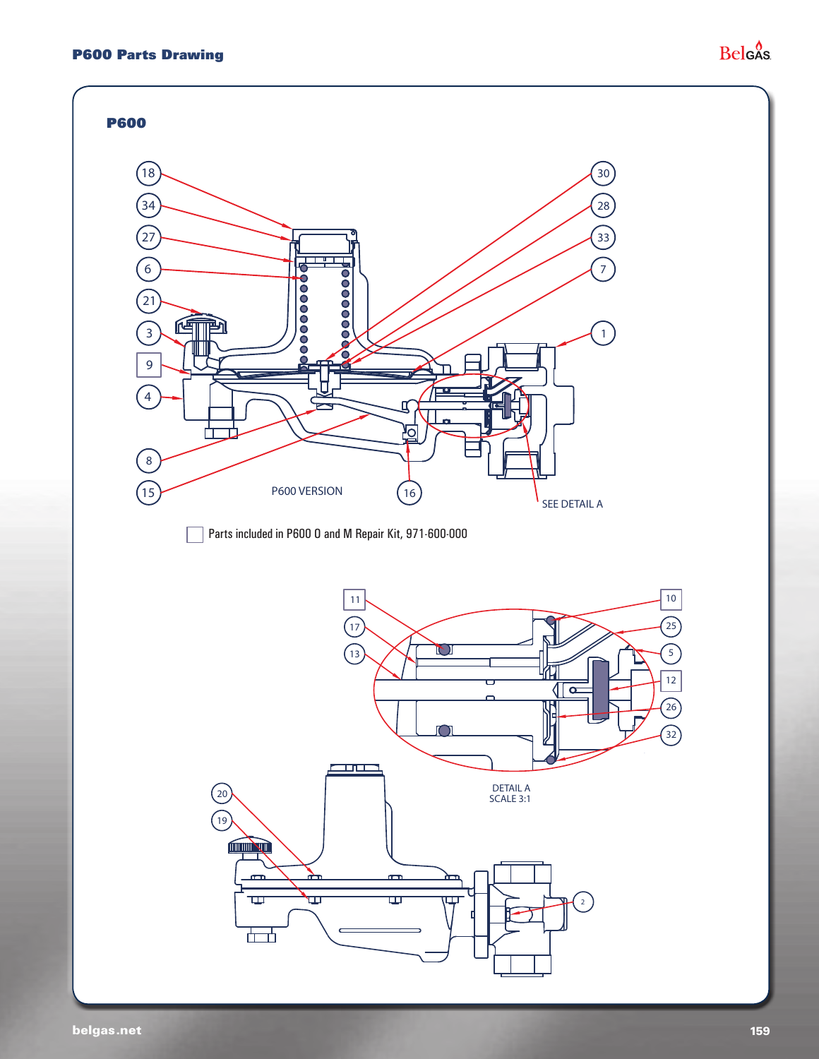# P600 Parts Drawing

## P600

18
34
27
6
21
3
9
4
8
15

30
28
33
7
1

P600 VERSION

16

SEE DETAIL A

Parts included in P600 O and M Repair Kit, 971-600-000

11
17
13

10
25
5
12
26
32

DETAIL A
SCALE 3:1

20
19

2